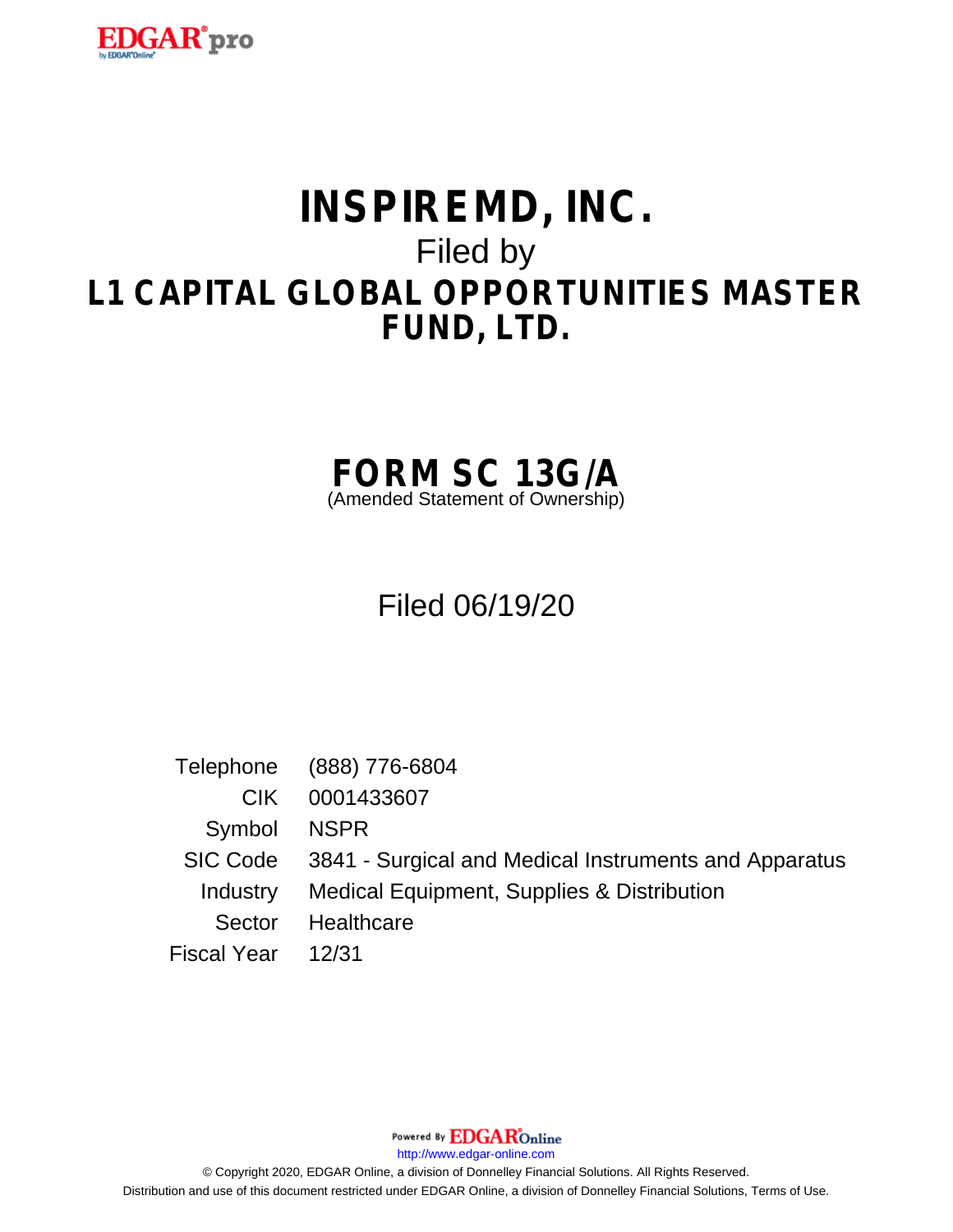# INSPIREMD, INC.

## Filed by

# L1 CAPITAL GLOBAL OPPORTUNITIES MASTER FUND, LTD.

# FORM SC 13G/A

(Amended Statement of Ownership)

## Filed 06/19/20

| | |
|---|---|
| Telephone | (888) 776-6804 |
| CIK | 0001433607 |
| Symbol | NSPR |
| SIC Code | 3841 - Surgical and Medical Instruments and Apparatus |
| Industry | Medical Equipment, Supplies & Distribution |
| Sector | Healthcare |
| Fiscal Year | 12/31 |

Powered By EDGAR Online

http://www.edgar-online.com

© Copyright 2020, EDGAR Online, a division of Donnelley Financial Solutions. All Rights Reserved.

Distribution and use of this document restricted under EDGAR Online, a division of Donnelley Financial Solutions, Terms of Use.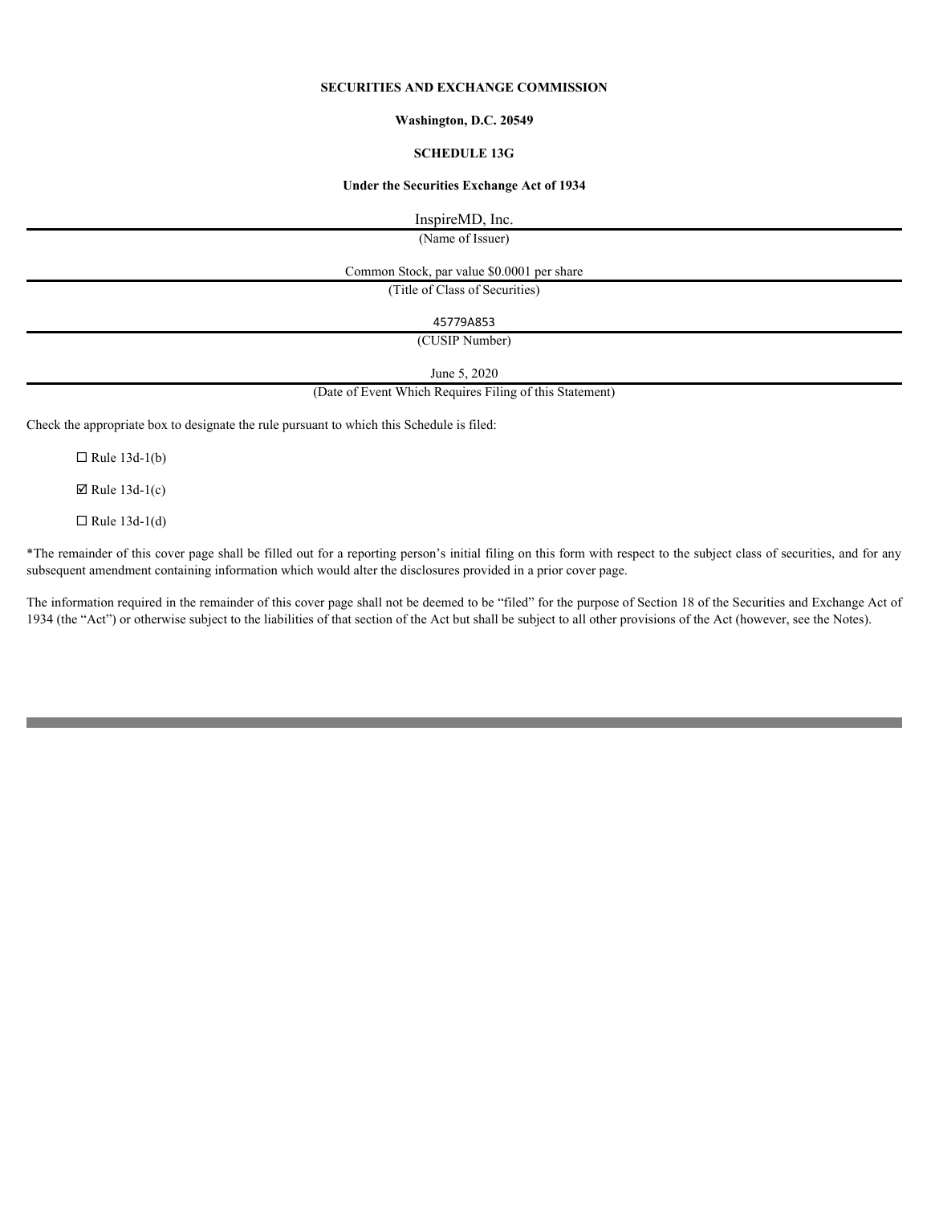**SECURITIES AND EXCHANGE COMMISSION**

**Washington, D.C. 20549**

**SCHEDULE 13G**

**Under the Securities Exchange Act of 1934**

InspireMD, Inc.

(Name of Issuer)

Common Stock, par value $0.0001 per share

(Title of Class of Securities)

45779A853

(CUSIP Number)

June 5, 2020

(Date of Event Which Requires Filing of this Statement)

Check the appropriate box to designate the rule pursuant to which this Schedule is filed:

☐ Rule 13d-1(b)

☑ Rule 13d-1(c)

☐ Rule 13d-1(d)

*The remainder of this cover page shall be filled out for a reporting person's initial filing on this form with respect to the subject class of securities, and for any subsequent amendment containing information which would alter the disclosures provided in a prior cover page.

The information required in the remainder of this cover page shall not be deemed to be "filed" for the purpose of Section 18 of the Securities and Exchange Act of 1934 (the "Act") or otherwise subject to the liabilities of that section of the Act but shall be subject to all other provisions of the Act (however, see the Notes).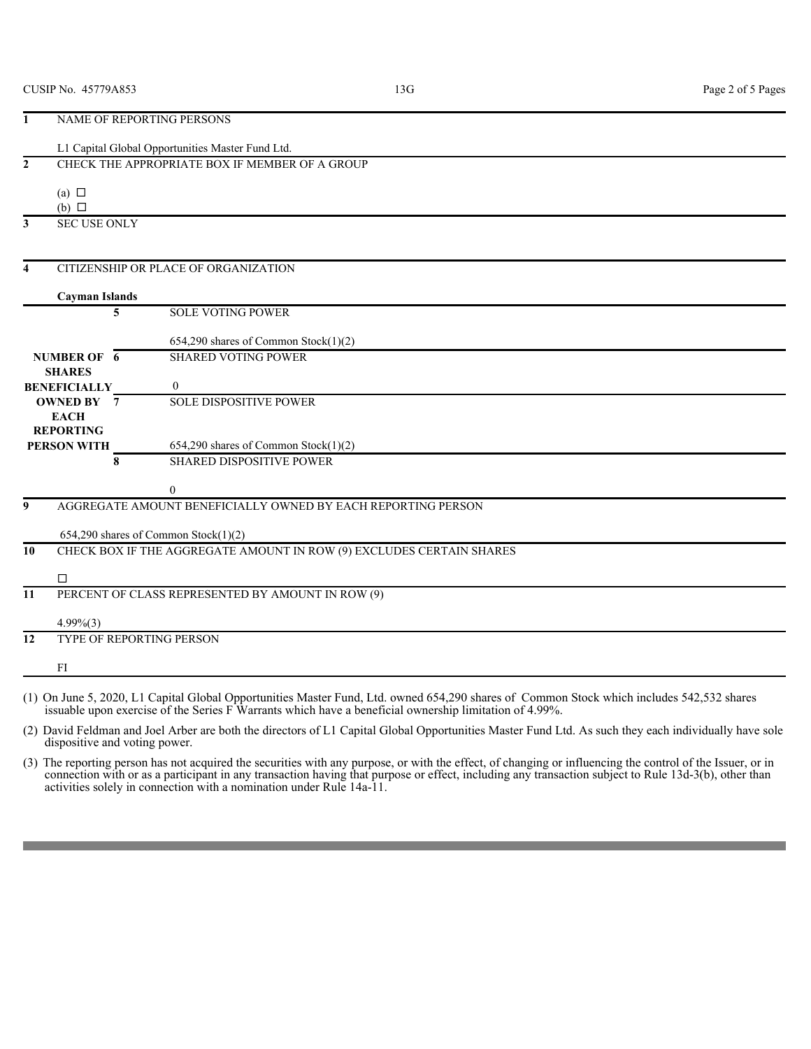| | | | |
|---|---|---|---|
| **1** | NAME OF REPORTING PERSONS<br><br>L1 Capital Global Opportunities Master Fund Ltd. | | |
| **2** | CHECK THE APPROPRIATE BOX IF MEMBER OF A GROUP<br><br>(a) ☐<br>(b) ☐ | | |
| **3** | SEC USE ONLY | | |
| **4** | CITIZENSHIP OR PLACE OF ORGANIZATION<br><br>**Cayman Islands** | | |
| **NUMBER OF SHARES BENEFICIALLY OWNED BY EACH REPORTING PERSON WITH** | **5** | SOLE VOTING POWER<br><br>654,290 shares of Common Stock(1)(2) | |
| | **6** | SHARED VOTING POWER<br><br>0 | |
| | **7** | SOLE DISPOSITIVE POWER<br><br>654,290 shares of Common Stock(1)(2) | |
| | **8** | SHARED DISPOSITIVE POWER<br><br>0 | |
| **9** | AGGREGATE AMOUNT BENEFICIALLY OWNED BY EACH REPORTING PERSON<br><br>654,290 shares of Common Stock(1)(2) | | |
| **10** | CHECK BOX IF THE AGGREGATE AMOUNT IN ROW (9) EXCLUDES CERTAIN SHARES<br><br>☐ | | |
| **11** | PERCENT OF CLASS REPRESENTED BY AMOUNT IN ROW (9)<br><br>4.99%(3) | | |
| **12** | TYPE OF REPORTING PERSON<br><br>FI | | |

(1) On June 5, 2020, L1 Capital Global Opportunities Master Fund, Ltd. owned 654,290 shares of Common Stock which includes 542,532 shares issuable upon exercise of the Series F Warrants which have a beneficial ownership limitation of 4.99%.

(2) David Feldman and Joel Arber are both the directors of L1 Capital Global Opportunities Master Fund Ltd. As such they each individually have sole dispositive and voting power.

(3) The reporting person has not acquired the securities with any purpose, or with the effect, of changing or influencing the control of the Issuer, or in connection with or as a participant in any transaction having that purpose or effect, including any transaction subject to Rule 13d-3(b), other than activities solely in connection with a nomination under Rule 14a-11.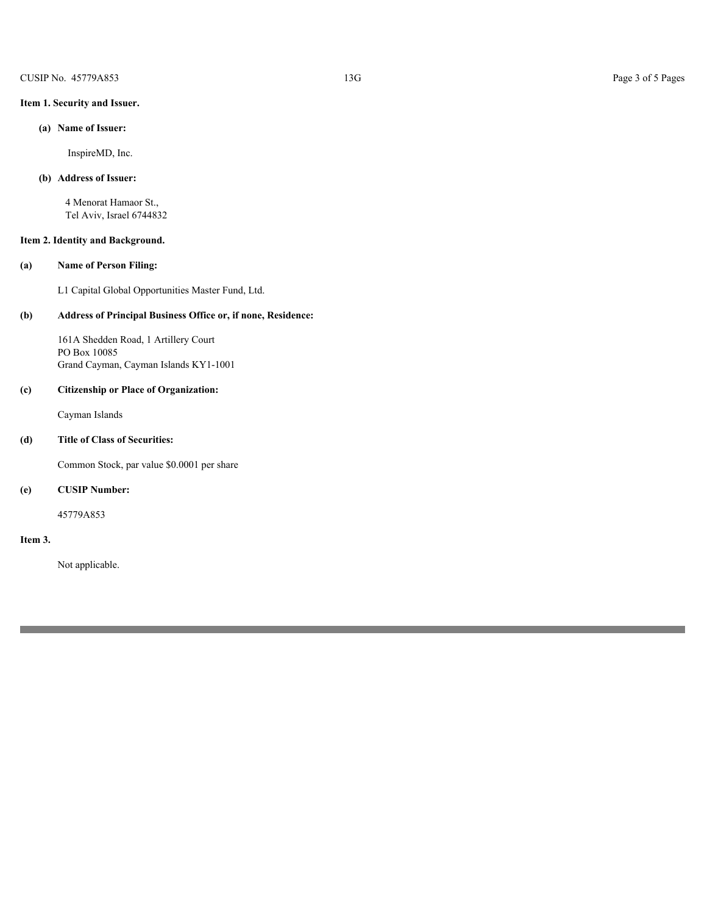**Item 1. Security and Issuer.**

**(a) Name of Issuer:**

InspireMD, Inc.

**(b) Address of Issuer:**

4 Menorat Hamaor St.,
Tel Aviv, Israel 6744832

**Item 2. Identity and Background.**

**(a) Name of Person Filing:**

L1 Capital Global Opportunities Master Fund, Ltd.

**(b) Address of Principal Business Office or, if none, Residence:**

161A Shedden Road, 1 Artillery Court
PO Box 10085
Grand Cayman, Cayman Islands KY1-1001

**(c) Citizenship or Place of Organization:**

Cayman Islands

**(d) Title of Class of Securities:**

Common Stock, par value $0.0001 per share

**(e) CUSIP Number:**

45779A853

**Item 3.**

Not applicable.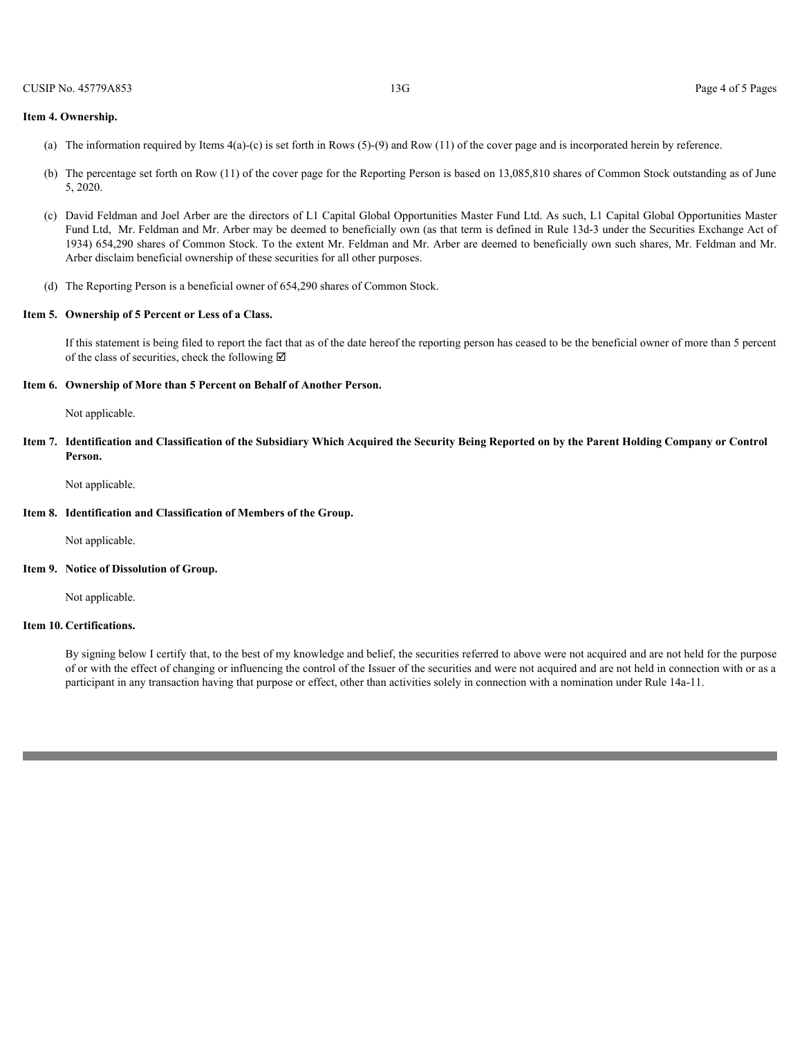**Item 4. Ownership.**

(a) The information required by Items 4(a)-(c) is set forth in Rows (5)-(9) and Row (11) of the cover page and is incorporated herein by reference.

(b) The percentage set forth on Row (11) of the cover page for the Reporting Person is based on 13,085,810 shares of Common Stock outstanding as of June 5, 2020.

(c) David Feldman and Joel Arber are the directors of L1 Capital Global Opportunities Master Fund Ltd. As such, L1 Capital Global Opportunities Master Fund Ltd, Mr. Feldman and Mr. Arber may be deemed to beneficially own (as that term is defined in Rule 13d-3 under the Securities Exchange Act of 1934) 654,290 shares of Common Stock. To the extent Mr. Feldman and Mr. Arber are deemed to beneficially own such shares, Mr. Feldman and Mr. Arber disclaim beneficial ownership of these securities for all other purposes.

(d) The Reporting Person is a beneficial owner of 654,290 shares of Common Stock.

**Item 5. Ownership of 5 Percent or Less of a Class.**

If this statement is being filed to report the fact that as of the date hereof the reporting person has ceased to be the beneficial owner of more than 5 percent of the class of securities, check the following ☑

**Item 6. Ownership of More than 5 Percent on Behalf of Another Person.**

Not applicable.

**Item 7. Identification and Classification of the Subsidiary Which Acquired the Security Being Reported on by the Parent Holding Company or Control Person.**

Not applicable.

**Item 8. Identification and Classification of Members of the Group.**

Not applicable.

**Item 9. Notice of Dissolution of Group.**

Not applicable.

**Item 10. Certifications.**

By signing below I certify that, to the best of my knowledge and belief, the securities referred to above were not acquired and are not held for the purpose of or with the effect of changing or influencing the control of the Issuer of the securities and were not acquired and are not held in connection with or as a participant in any transaction having that purpose or effect, other than activities solely in connection with a nomination under Rule 14a-11.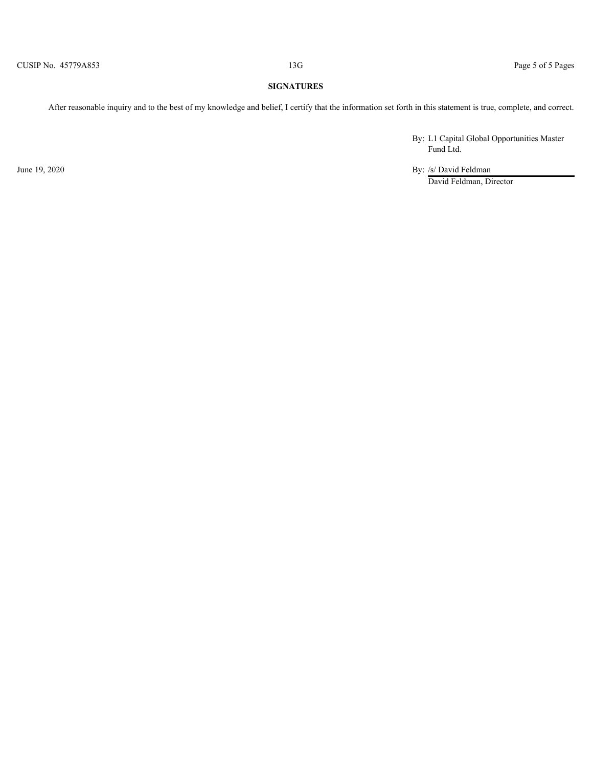**SIGNATURES**

After reasonable inquiry and to the best of my knowledge and belief, I certify that the information set forth in this statement is true, complete, and correct.

By: L1 Capital Global Opportunities Master Fund Ltd.

June 19, 2020

By: /s/ David Feldman
David Feldman, Director